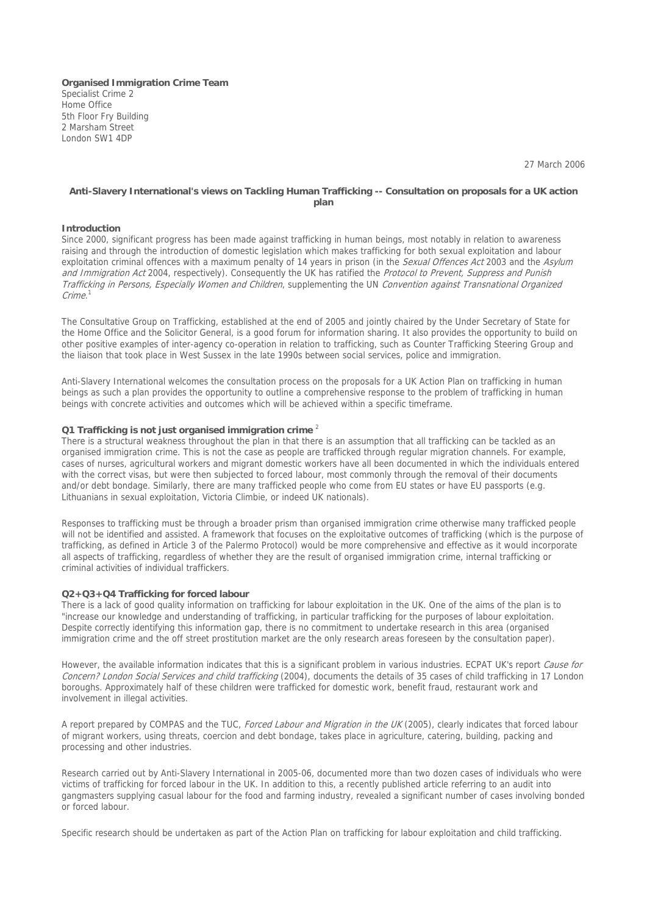**Organised Immigration Crime Team**
Specialist Crime 2
Home Office
5th Floor Fry Building
2 Marsham Street
London SW1 4DP

27 March 2006

**Anti-Slavery International's views on Tackling Human Trafficking -- Consultation on proposals for a UK action plan**

**Introduction**

Since 2000, significant progress has been made against trafficking in human beings, most notably in relation to awareness raising and through the introduction of domestic legislation which makes trafficking for both sexual exploitation and labour exploitation criminal offences with a maximum penalty of 14 years in prison (in the *Sexual Offences Act* 2003 and the *Asylum and Immigration Act* 2004, respectively). Consequently the UK has ratified the *Protocol to Prevent, Suppress and Punish Trafficking in Persons, Especially Women and Children*, supplementing the UN *Convention against Transnational Organized Crime*.[1]

The Consultative Group on Trafficking, established at the end of 2005 and jointly chaired by the Under Secretary of State for the Home Office and the Solicitor General, is a good forum for information sharing. It also provides the opportunity to build on other positive examples of inter-agency co-operation in relation to trafficking, such as Counter Trafficking Steering Group and the liaison that took place in West Sussex in the late 1990s between social services, police and immigration.

Anti-Slavery International welcomes the consultation process on the proposals for a UK Action Plan on trafficking in human beings as such a plan provides the opportunity to outline a comprehensive response to the problem of trafficking in human beings with concrete activities and outcomes which will be achieved within a specific timeframe.

**Q1 Trafficking is not just organised immigration crime** [2]

There is a structural weakness throughout the plan in that there is an assumption that all trafficking can be tackled as an organised immigration crime. This is not the case as people are trafficked through regular migration channels. For example, cases of nurses, agricultural workers and migrant domestic workers have all been documented in which the individuals entered with the correct visas, but were then subjected to forced labour, most commonly through the removal of their documents and/or debt bondage. Similarly, there are many trafficked people who come from EU states or have EU passports (e.g. Lithuanians in sexual exploitation, Victoria Climbie, or indeed UK nationals).

Responses to trafficking must be through a broader prism than organised immigration crime otherwise many trafficked people will not be identified and assisted. A framework that focuses on the exploitative outcomes of trafficking (which is the purpose of trafficking, as defined in Article 3 of the Palermo Protocol) would be more comprehensive and effective as it would incorporate all aspects of trafficking, regardless of whether they are the result of organised immigration crime, internal trafficking or criminal activities of individual traffickers.

**Q2+Q3+Q4 Trafficking for forced labour**

There is a lack of good quality information on trafficking for labour exploitation in the UK. One of the aims of the plan is to "increase our knowledge and understanding of trafficking, in particular trafficking for the purposes of labour exploitation. Despite correctly identifying this information gap, there is no commitment to undertake research in this area (organised immigration crime and the off street prostitution market are the only research areas foreseen by the consultation paper).

However, the available information indicates that this is a significant problem in various industries. ECPAT UK's report *Cause for Concern? London Social Services and child trafficking* (2004), documents the details of 35 cases of child trafficking in 17 London boroughs. Approximately half of these children were trafficked for domestic work, benefit fraud, restaurant work and involvement in illegal activities.

A report prepared by COMPAS and the TUC, *Forced Labour and Migration in the UK* (2005), clearly indicates that forced labour of migrant workers, using threats, coercion and debt bondage, takes place in agriculture, catering, building, packing and processing and other industries.

Research carried out by Anti-Slavery International in 2005-06, documented more than two dozen cases of individuals who were victims of trafficking for forced labour in the UK. In addition to this, a recently published article referring to an audit into gangmasters supplying casual labour for the food and farming industry, revealed a significant number of cases involving bonded or forced labour.

Specific research should be undertaken as part of the Action Plan on trafficking for labour exploitation and child trafficking.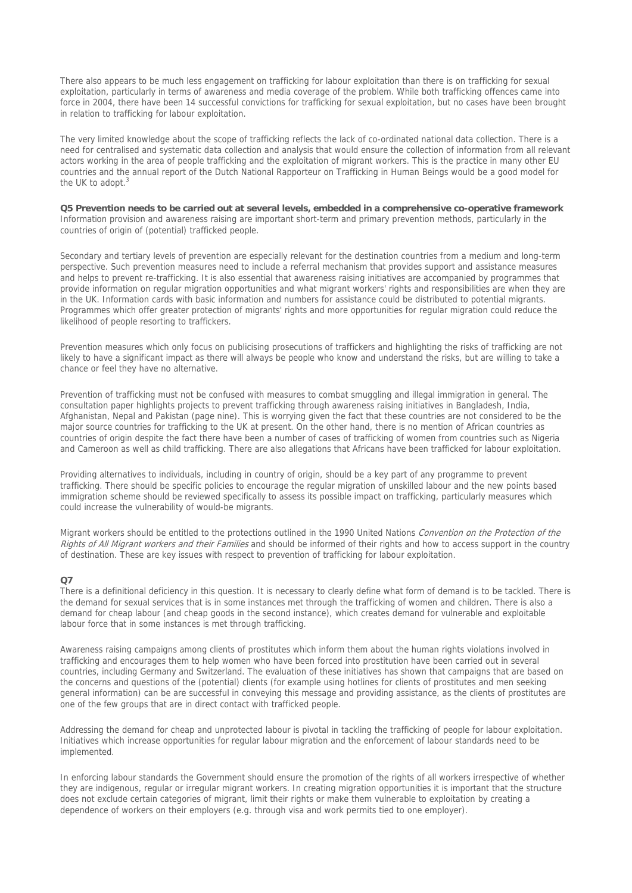There also appears to be much less engagement on trafficking for labour exploitation than there is on trafficking for sexual exploitation, particularly in terms of awareness and media coverage of the problem. While both trafficking offences came into force in 2004, there have been 14 successful convictions for trafficking for sexual exploitation, but no cases have been brought in relation to trafficking for labour exploitation.

The very limited knowledge about the scope of trafficking reflects the lack of co-ordinated national data collection. There is a need for centralised and systematic data collection and analysis that would ensure the collection of information from all relevant actors working in the area of people trafficking and the exploitation of migrant workers. This is the practice in many other EU countries and the annual report of the Dutch National Rapporteur on Trafficking in Human Beings would be a good model for the UK to adopt.[3]

**Q5 Prevention needs to be carried out at several levels, embedded in a comprehensive co-operative framework**
Information provision and awareness raising are important short-term and primary prevention methods, particularly in the countries of origin of (potential) trafficked people.

Secondary and tertiary levels of prevention are especially relevant for the destination countries from a medium and long-term perspective. Such prevention measures need to include a referral mechanism that provides support and assistance measures and helps to prevent re-trafficking. It is also essential that awareness raising initiatives are accompanied by programmes that provide information on regular migration opportunities and what migrant workers' rights and responsibilities are when they are in the UK. Information cards with basic information and numbers for assistance could be distributed to potential migrants. Programmes which offer greater protection of migrants' rights and more opportunities for regular migration could reduce the likelihood of people resorting to traffickers.

Prevention measures which only focus on publicising prosecutions of traffickers and highlighting the risks of trafficking are not likely to have a significant impact as there will always be people who know and understand the risks, but are willing to take a chance or feel they have no alternative.

Prevention of trafficking must not be confused with measures to combat smuggling and illegal immigration in general. The consultation paper highlights projects to prevent trafficking through awareness raising initiatives in Bangladesh, India, Afghanistan, Nepal and Pakistan (page nine). This is worrying given the fact that these countries are not considered to be the major source countries for trafficking to the UK at present. On the other hand, there is no mention of African countries as countries of origin despite the fact there have been a number of cases of trafficking of women from countries such as Nigeria and Cameroon as well as child trafficking. There are also allegations that Africans have been trafficked for labour exploitation.

Providing alternatives to individuals, including in country of origin, should be a key part of any programme to prevent trafficking. There should be specific policies to encourage the regular migration of unskilled labour and the new points based immigration scheme should be reviewed specifically to assess its possible impact on trafficking, particularly measures which could increase the vulnerability of would-be migrants.

Migrant workers should be entitled to the protections outlined in the 1990 United Nations *Convention on the Protection of the Rights of All Migrant workers and their Families* and should be informed of their rights and how to access support in the country of destination. These are key issues with respect to prevention of trafficking for labour exploitation.

**Q7**
There is a definitional deficiency in this question. It is necessary to clearly define what form of demand is to be tackled. There is the demand for sexual services that is in some instances met through the trafficking of women and children. There is also a demand for cheap labour (and cheap goods in the second instance), which creates demand for vulnerable and exploitable labour force that in some instances is met through trafficking.

Awareness raising campaigns among clients of prostitutes which inform them about the human rights violations involved in trafficking and encourages them to help women who have been forced into prostitution have been carried out in several countries, including Germany and Switzerland. The evaluation of these initiatives has shown that campaigns that are based on the concerns and questions of the (potential) clients (for example using hotlines for clients of prostitutes and men seeking general information) can be are successful in conveying this message and providing assistance, as the clients of prostitutes are one of the few groups that are in direct contact with trafficked people.

Addressing the demand for cheap and unprotected labour is pivotal in tackling the trafficking of people for labour exploitation. Initiatives which increase opportunities for regular labour migration and the enforcement of labour standards need to be implemented.

In enforcing labour standards the Government should ensure the promotion of the rights of all workers irrespective of whether they are indigenous, regular or irregular migrant workers. In creating migration opportunities it is important that the structure does not exclude certain categories of migrant, limit their rights or make them vulnerable to exploitation by creating a dependence of workers on their employers (e.g. through visa and work permits tied to one employer).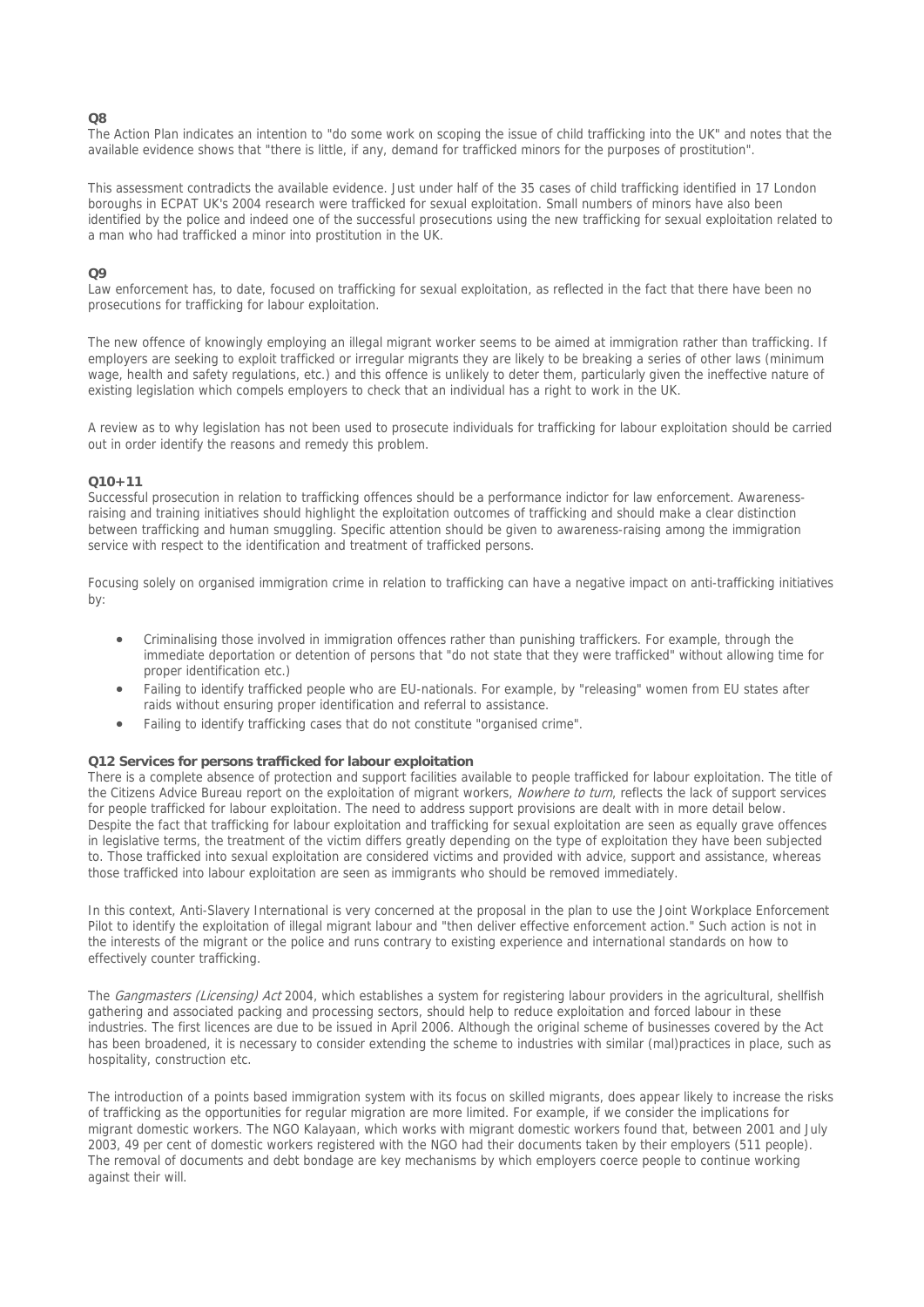**Q8**
The Action Plan indicates an intention to "do some work on scoping the issue of child trafficking into the UK" and notes that the available evidence shows that "there is little, if any, demand for trafficked minors for the purposes of prostitution".

This assessment contradicts the available evidence. Just under half of the 35 cases of child trafficking identified in 17 London boroughs in ECPAT UK's 2004 research were trafficked for sexual exploitation. Small numbers of minors have also been identified by the police and indeed one of the successful prosecutions using the new trafficking for sexual exploitation related to a man who had trafficked a minor into prostitution in the UK.

**Q9**
Law enforcement has, to date, focused on trafficking for sexual exploitation, as reflected in the fact that there have been no prosecutions for trafficking for labour exploitation.

The new offence of knowingly employing an illegal migrant worker seems to be aimed at immigration rather than trafficking. If employers are seeking to exploit trafficked or irregular migrants they are likely to be breaking a series of other laws (minimum wage, health and safety regulations, etc.) and this offence is unlikely to deter them, particularly given the ineffective nature of existing legislation which compels employers to check that an individual has a right to work in the UK.

A review as to why legislation has not been used to prosecute individuals for trafficking for labour exploitation should be carried out in order identify the reasons and remedy this problem.

**Q10+11**
Successful prosecution in relation to trafficking offences should be a performance indictor for law enforcement. Awareness-raising and training initiatives should highlight the exploitation outcomes of trafficking and should make a clear distinction between trafficking and human smuggling. Specific attention should be given to awareness-raising among the immigration service with respect to the identification and treatment of trafficked persons.

Focusing solely on organised immigration crime in relation to trafficking can have a negative impact on anti-trafficking initiatives by:

- Criminalising those involved in immigration offences rather than punishing traffickers. For example, through the immediate deportation or detention of persons that "do not state that they were trafficked" without allowing time for proper identification etc.)
- Failing to identify trafficked people who are EU-nationals. For example, by "releasing" women from EU states after raids without ensuring proper identification and referral to assistance.
- Failing to identify trafficking cases that do not constitute "organised crime".

**Q12 Services for persons trafficked for labour exploitation**
There is a complete absence of protection and support facilities available to people trafficked for labour exploitation. The title of the Citizens Advice Bureau report on the exploitation of migrant workers, *Nowhere to turn*, reflects the lack of support services for people trafficked for labour exploitation. The need to address support provisions are dealt with in more detail below. Despite the fact that trafficking for labour exploitation and trafficking for sexual exploitation are seen as equally grave offences in legislative terms, the treatment of the victim differs greatly depending on the type of exploitation they have been subjected to. Those trafficked into sexual exploitation are considered victims and provided with advice, support and assistance, whereas those trafficked into labour exploitation are seen as immigrants who should be removed immediately.

In this context, Anti-Slavery International is very concerned at the proposal in the plan to use the Joint Workplace Enforcement Pilot to identify the exploitation of illegal migrant labour and "then deliver effective enforcement action." Such action is not in the interests of the migrant or the police and runs contrary to existing experience and international standards on how to effectively counter trafficking.

The *Gangmasters (Licensing) Act* 2004, which establishes a system for registering labour providers in the agricultural, shellfish gathering and associated packing and processing sectors, should help to reduce exploitation and forced labour in these industries. The first licences are due to be issued in April 2006. Although the original scheme of businesses covered by the Act has been broadened, it is necessary to consider extending the scheme to industries with similar (mal)practices in place, such as hospitality, construction etc.

The introduction of a points based immigration system with its focus on skilled migrants, does appear likely to increase the risks of trafficking as the opportunities for regular migration are more limited. For example, if we consider the implications for migrant domestic workers. The NGO Kalayaan, which works with migrant domestic workers found that, between 2001 and July 2003, 49 per cent of domestic workers registered with the NGO had their documents taken by their employers (511 people). The removal of documents and debt bondage are key mechanisms by which employers coerce people to continue working against their will.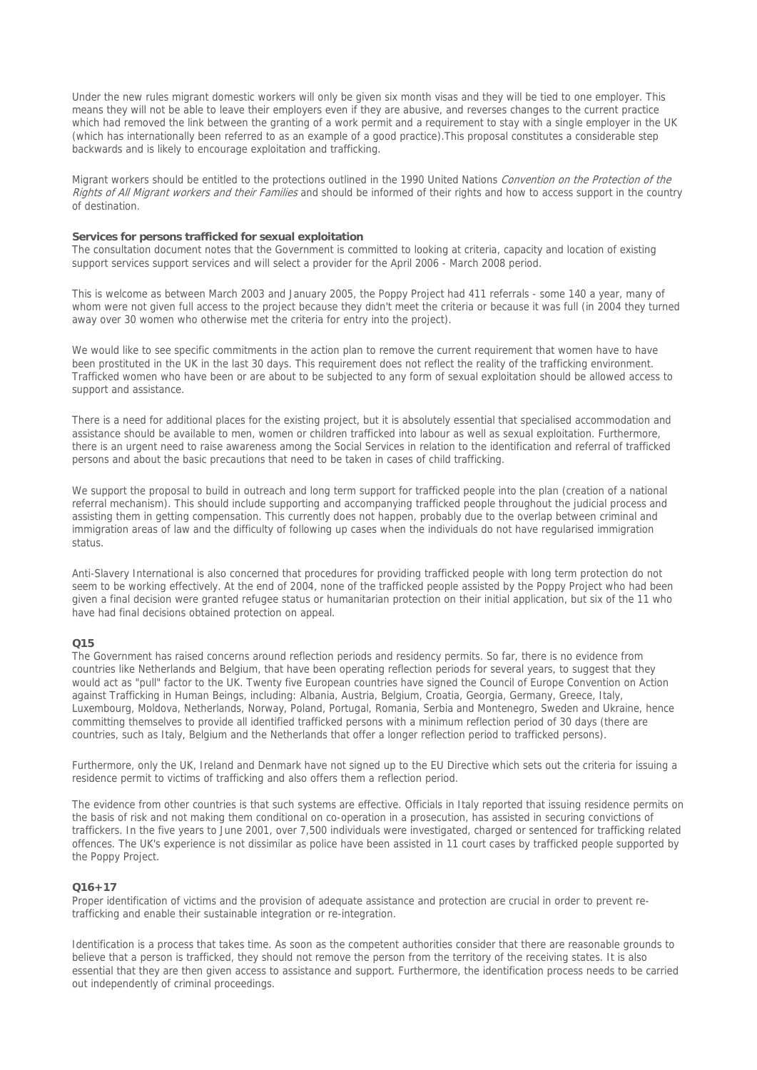Under the new rules migrant domestic workers will only be given six month visas and they will be tied to one employer. This means they will not be able to leave their employers even if they are abusive, and reverses changes to the current practice which had removed the link between the granting of a work permit and a requirement to stay with a single employer in the UK (which has internationally been referred to as an example of a good practice).This proposal constitutes a considerable step backwards and is likely to encourage exploitation and trafficking.

Migrant workers should be entitled to the protections outlined in the 1990 United Nations *Convention on the Protection of the Rights of All Migrant workers and their Families* and should be informed of their rights and how to access support in the country of destination.

**Services for persons trafficked for sexual exploitation**

The consultation document notes that the Government is committed to looking at criteria, capacity and location of existing support services support services and will select a provider for the April 2006 - March 2008 period.

This is welcome as between March 2003 and January 2005, the Poppy Project had 411 referrals - some 140 a year, many of whom were not given full access to the project because they didn't meet the criteria or because it was full (in 2004 they turned away over 30 women who otherwise met the criteria for entry into the project).

We would like to see specific commitments in the action plan to remove the current requirement that women have to have been prostituted in the UK in the last 30 days. This requirement does not reflect the reality of the trafficking environment. Trafficked women who have been or are about to be subjected to any form of sexual exploitation should be allowed access to support and assistance.

There is a need for additional places for the existing project, but it is absolutely essential that specialised accommodation and assistance should be available to men, women or children trafficked into labour as well as sexual exploitation. Furthermore, there is an urgent need to raise awareness among the Social Services in relation to the identification and referral of trafficked persons and about the basic precautions that need to be taken in cases of child trafficking.

We support the proposal to build in outreach and long term support for trafficked people into the plan (creation of a national referral mechanism). This should include supporting and accompanying trafficked people throughout the judicial process and assisting them in getting compensation. This currently does not happen, probably due to the overlap between criminal and immigration areas of law and the difficulty of following up cases when the individuals do not have regularised immigration status.

Anti-Slavery International is also concerned that procedures for providing trafficked people with long term protection do not seem to be working effectively. At the end of 2004, none of the trafficked people assisted by the Poppy Project who had been given a final decision were granted refugee status or humanitarian protection on their initial application, but six of the 11 who have had final decisions obtained protection on appeal.

**Q15**

The Government has raised concerns around reflection periods and residency permits. So far, there is no evidence from countries like Netherlands and Belgium, that have been operating reflection periods for several years, to suggest that they would act as "pull" factor to the UK. Twenty five European countries have signed the Council of Europe Convention on Action against Trafficking in Human Beings, including: Albania, Austria, Belgium, Croatia, Georgia, Germany, Greece, Italy, Luxembourg, Moldova, Netherlands, Norway, Poland, Portugal, Romania, Serbia and Montenegro, Sweden and Ukraine, hence committing themselves to provide all identified trafficked persons with a minimum reflection period of 30 days (there are countries, such as Italy, Belgium and the Netherlands that offer a longer reflection period to trafficked persons).

Furthermore, only the UK, Ireland and Denmark have not signed up to the EU Directive which sets out the criteria for issuing a residence permit to victims of trafficking and also offers them a reflection period.

The evidence from other countries is that such systems are effective. Officials in Italy reported that issuing residence permits on the basis of risk and not making them conditional on co-operation in a prosecution, has assisted in securing convictions of traffickers. In the five years to June 2001, over 7,500 individuals were investigated, charged or sentenced for trafficking related offences. The UK's experience is not dissimilar as police have been assisted in 11 court cases by trafficked people supported by the Poppy Project.

**Q16+17**

Proper identification of victims and the provision of adequate assistance and protection are crucial in order to prevent re-trafficking and enable their sustainable integration or re-integration.

Identification is a process that takes time. As soon as the competent authorities consider that there are reasonable grounds to believe that a person is trafficked, they should not remove the person from the territory of the receiving states. It is also essential that they are then given access to assistance and support. Furthermore, the identification process needs to be carried out independently of criminal proceedings.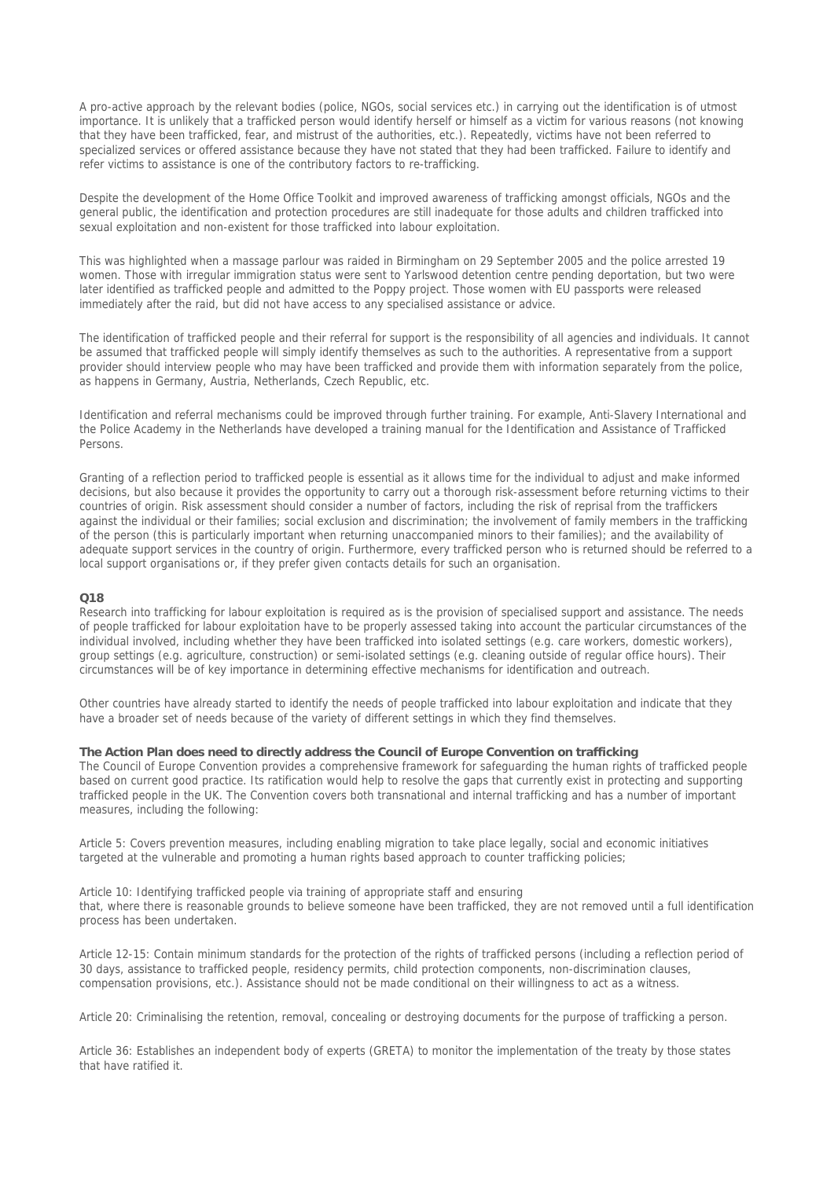A pro-active approach by the relevant bodies (police, NGOs, social services etc.) in carrying out the identification is of utmost importance. It is unlikely that a trafficked person would identify herself or himself as a victim for various reasons (not knowing that they have been trafficked, fear, and mistrust of the authorities, etc.). Repeatedly, victims have not been referred to specialized services or offered assistance because they have not stated that they had been trafficked. Failure to identify and refer victims to assistance is one of the contributory factors to re-trafficking.

Despite the development of the Home Office Toolkit and improved awareness of trafficking amongst officials, NGOs and the general public, the identification and protection procedures are still inadequate for those adults and children trafficked into sexual exploitation and non-existent for those trafficked into labour exploitation.

This was highlighted when a massage parlour was raided in Birmingham on 29 September 2005 and the police arrested 19 women. Those with irregular immigration status were sent to Yarlswood detention centre pending deportation, but two were later identified as trafficked people and admitted to the Poppy project. Those women with EU passports were released immediately after the raid, but did not have access to any specialised assistance or advice.

The identification of trafficked people and their referral for support is the responsibility of all agencies and individuals. It cannot be assumed that trafficked people will simply identify themselves as such to the authorities. A representative from a support provider should interview people who may have been trafficked and provide them with information separately from the police, as happens in Germany, Austria, Netherlands, Czech Republic, etc.

Identification and referral mechanisms could be improved through further training. For example, Anti-Slavery International and the Police Academy in the Netherlands have developed a training manual for the Identification and Assistance of Trafficked Persons.

Granting of a reflection period to trafficked people is essential as it allows time for the individual to adjust and make informed decisions, but also because it provides the opportunity to carry out a thorough risk-assessment before returning victims to their countries of origin. Risk assessment should consider a number of factors, including the risk of reprisal from the traffickers against the individual or their families; social exclusion and discrimination; the involvement of family members in the trafficking of the person (this is particularly important when returning unaccompanied minors to their families); and the availability of adequate support services in the country of origin. Furthermore, every trafficked person who is returned should be referred to a local support organisations or, if they prefer given contacts details for such an organisation.

**Q18**

Research into trafficking for labour exploitation is required as is the provision of specialised support and assistance. The needs of people trafficked for labour exploitation have to be properly assessed taking into account the particular circumstances of the individual involved, including whether they have been trafficked into isolated settings (e.g. care workers, domestic workers), group settings (e.g. agriculture, construction) or semi-isolated settings (e.g. cleaning outside of regular office hours). Their circumstances will be of key importance in determining effective mechanisms for identification and outreach.

Other countries have already started to identify the needs of people trafficked into labour exploitation and indicate that they have a broader set of needs because of the variety of different settings in which they find themselves.

**The Action Plan does need to directly address the Council of Europe Convention on trafficking**

The Council of Europe Convention provides a comprehensive framework for safeguarding the human rights of trafficked people based on current good practice. Its ratification would help to resolve the gaps that currently exist in protecting and supporting trafficked people in the UK. The Convention covers both transnational and internal trafficking and has a number of important measures, including the following:

Article 5: Covers prevention measures, including enabling migration to take place legally, social and economic initiatives targeted at the vulnerable and promoting a human rights based approach to counter trafficking policies;

Article 10: Identifying trafficked people via training of appropriate staff and ensuring that, where there is reasonable grounds to believe someone have been trafficked, they are not removed until a full identification process has been undertaken.

Article 12-15: Contain minimum standards for the protection of the rights of trafficked persons (including a reflection period of 30 days, assistance to trafficked people, residency permits, child protection components, non-discrimination clauses, compensation provisions, etc.). Assistance should not be made conditional on their willingness to act as a witness.

Article 20: Criminalising the retention, removal, concealing or destroying documents for the purpose of trafficking a person.

Article 36: Establishes an independent body of experts (GRETA) to monitor the implementation of the treaty by those states that have ratified it.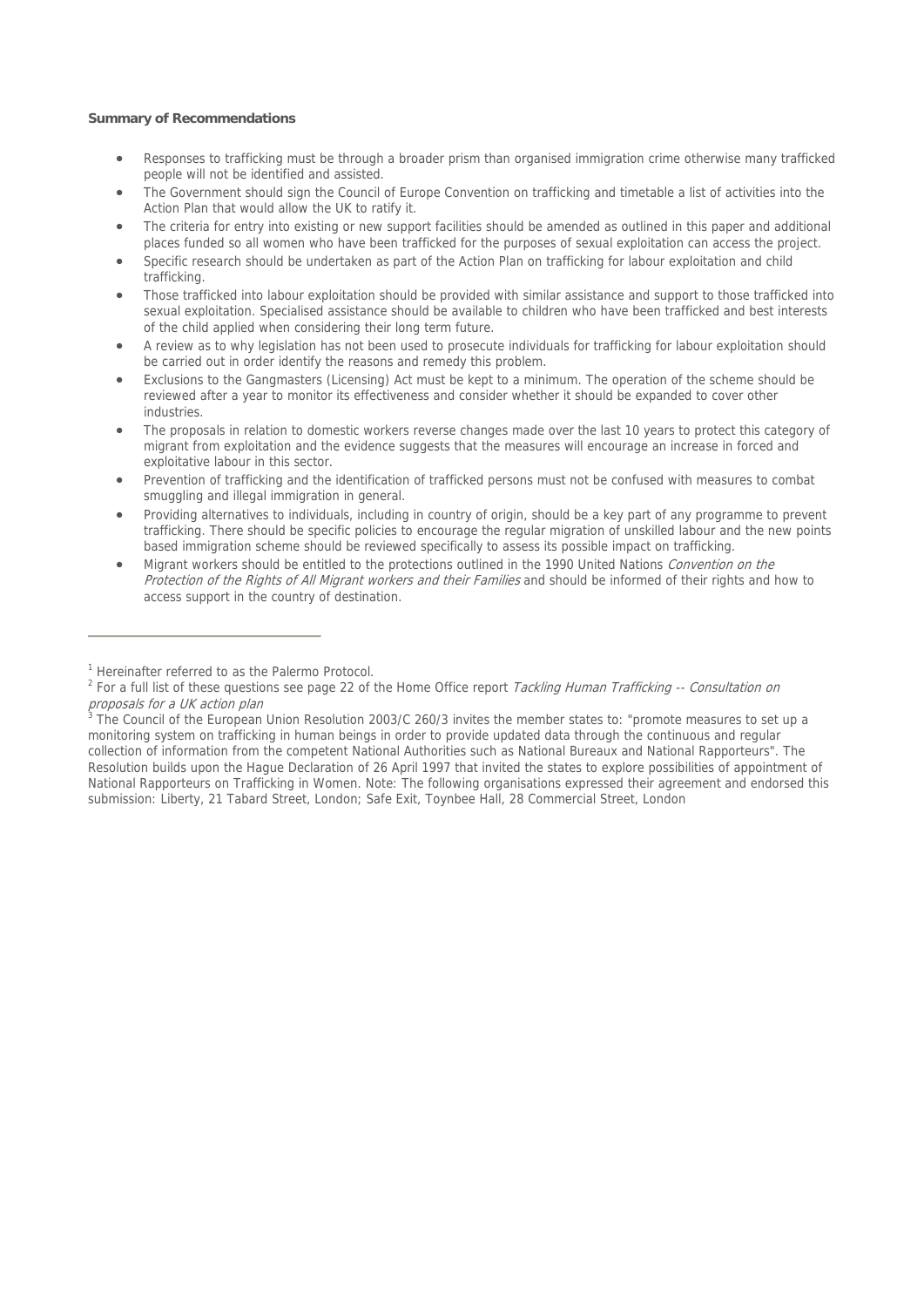**Summary of Recommendations**

- Responses to trafficking must be through a broader prism than organised immigration crime otherwise many trafficked people will not be identified and assisted.
- The Government should sign the Council of Europe Convention on trafficking and timetable a list of activities into the Action Plan that would allow the UK to ratify it.
- The criteria for entry into existing or new support facilities should be amended as outlined in this paper and additional places funded so all women who have been trafficked for the purposes of sexual exploitation can access the project.
- Specific research should be undertaken as part of the Action Plan on trafficking for labour exploitation and child trafficking.
- Those trafficked into labour exploitation should be provided with similar assistance and support to those trafficked into sexual exploitation. Specialised assistance should be available to children who have been trafficked and best interests of the child applied when considering their long term future.
- A review as to why legislation has not been used to prosecute individuals for trafficking for labour exploitation should be carried out in order identify the reasons and remedy this problem.
- Exclusions to the Gangmasters (Licensing) Act must be kept to a minimum. The operation of the scheme should be reviewed after a year to monitor its effectiveness and consider whether it should be expanded to cover other industries.
- The proposals in relation to domestic workers reverse changes made over the last 10 years to protect this category of migrant from exploitation and the evidence suggests that the measures will encourage an increase in forced and exploitative labour in this sector.
- Prevention of trafficking and the identification of trafficked persons must not be confused with measures to combat smuggling and illegal immigration in general.
- Providing alternatives to individuals, including in country of origin, should be a key part of any programme to prevent trafficking. There should be specific policies to encourage the regular migration of unskilled labour and the new points based immigration scheme should be reviewed specifically to assess its possible impact on trafficking.
- Migrant workers should be entitled to the protections outlined in the 1990 United Nations *Convention on the Protection of the Rights of All Migrant workers and their Families* and should be informed of their rights and how to access support in the country of destination.

---

[1] Hereinafter referred to as the Palermo Protocol.

[2] For a full list of these questions see page 22 of the Home Office report *Tackling Human Trafficking -- Consultation on proposals for a UK action plan*

[3] The Council of the European Union Resolution 2003/C 260/3 invites the member states to: "promote measures to set up a monitoring system on trafficking in human beings in order to provide updated data through the continuous and regular collection of information from the competent National Authorities such as National Bureaux and National Rapporteurs". The Resolution builds upon the Hague Declaration of 26 April 1997 that invited the states to explore possibilities of appointment of National Rapporteurs on Trafficking in Women. Note: The following organisations expressed their agreement and endorsed this submission: Liberty, 21 Tabard Street, London; Safe Exit, Toynbee Hall, 28 Commercial Street, London